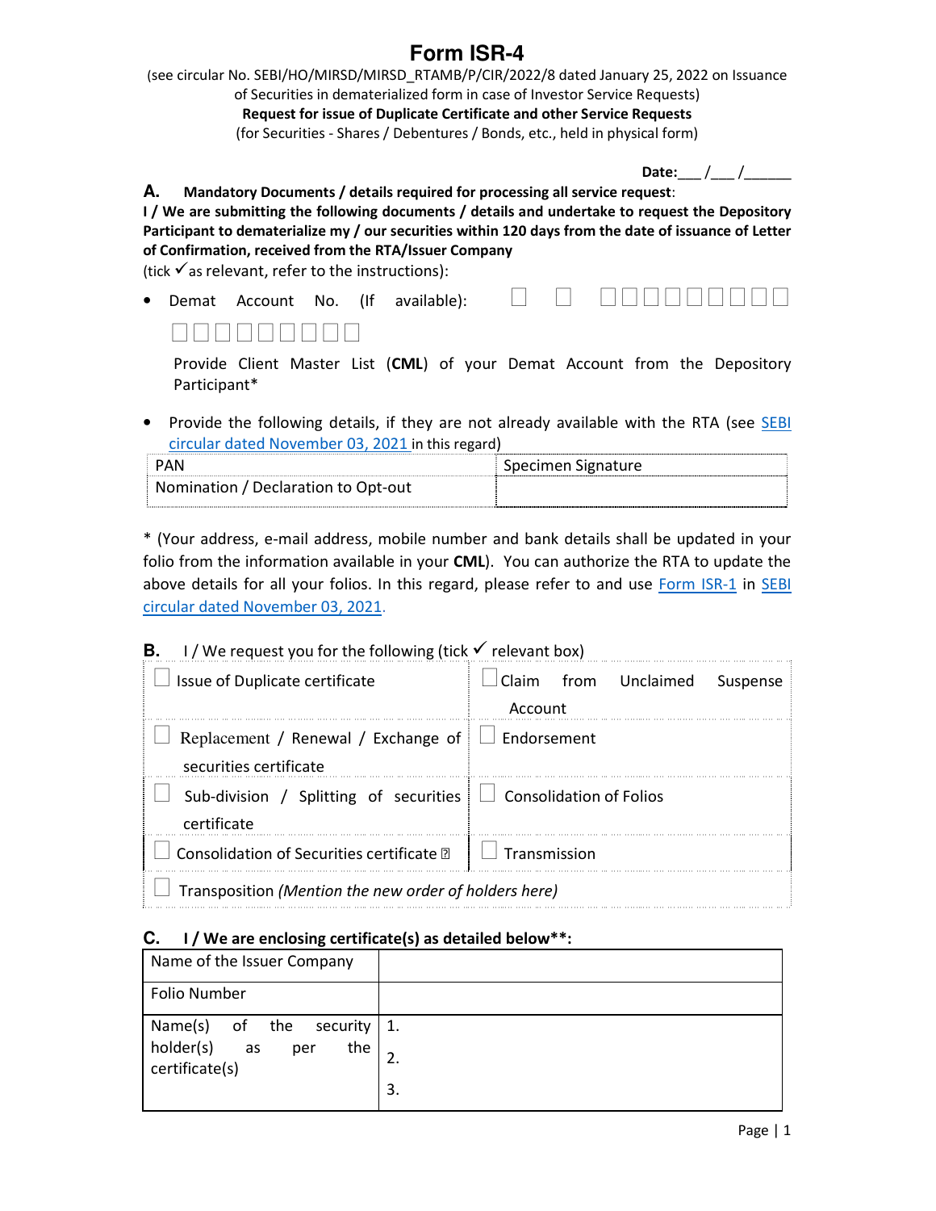# Form ISR-4

(see circular No. SEBI/HO/MIRSD/MIRSD_RTAMB/P/CIR/2022/8 dated January 25, 2022 on Issuance of Securities in dematerialized form in case of Investor Service Requests)

**Request for issue of Duplicate Certificate and other Service Requests**

(for Securities - Shares / Debentures / Bonds, etc., held in physical form)

**Date:**___ /___ /______

**A. Mandatory Documents / details required for processing all service request**:

**I / We are submitting the following documents / details and undertake to request the Depository Participant to dematerialize my / our securities within 120 days from the date of issuance of Letter of Confirmation, received from the RTA/Issuer Company**

(tick ✓ as relevant, refer to the instructions):

- Demat Account No. (If available): ☐ ☐ ☐☐☐☐☐☐☐☐☐ ☐☐☐☐☐☐☐☐☐

  Provide Client Master List (**CML**) of your Demat Account from the Depository Participant*

- Provide the following details, if they are not already available with the RTA (see SEBI circular dated November 03, 2021 in this regard)

| PAN | Specimen Signature |
|---|---|
| Nomination / Declaration to Opt-out | |

* (Your address, e-mail address, mobile number and bank details shall be updated in your folio from the information available in your **CML**). You can authorize the RTA to update the above details for all your folios. In this regard, please refer to and use Form ISR-1 in SEBI circular dated November 03, 2021.

**B.** I / We request you for the following (tick ✓ relevant box)

| | |
|---|---|
| ☐ Issue of Duplicate certificate | ☐ Claim from Unclaimed Suspense Account |
| ☐ Replacement / Renewal / Exchange of securities certificate | ☐ Endorsement |
| ☐ Sub-division / Splitting of securities certificate | ☐ Consolidation of Folios |
| ☐ Consolidation of Securities certificate | ☐ Transmission |
| ☐ Transposition *(Mention the new order of holders here)* | |

**C. I / We are enclosing certificate(s) as detailed below**:**

| | |
|---|---|
| Name of the Issuer Company | |
| Folio Number | |
| Name(s) of the security holder(s) as per the certificate(s) | 1.<br>2.<br>3. |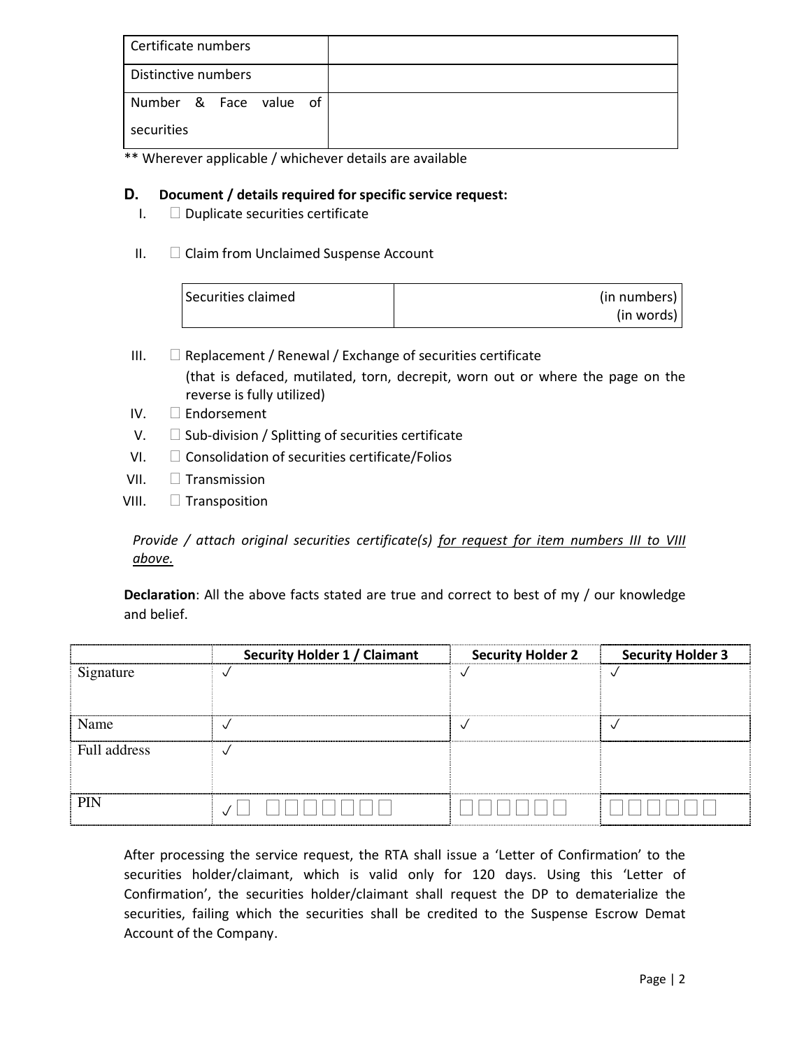| | |
|---|---|
| Certificate numbers | |
| Distinctive numbers | |
| Number & Face value of securities | |

** Wherever applicable / whichever details are available

### D. Document / details required for specific service request:

I. ☐ Duplicate securities certificate

II. ☐ Claim from Unclaimed Suspense Account

| | |
|---|---|
| Securities claimed | (in numbers) (in words) |

III. ☐ Replacement / Renewal / Exchange of securities certificate (that is defaced, mutilated, torn, decrepit, worn out or where the page on the reverse is fully utilized)

IV. ☐ Endorsement

V. ☐ Sub-division / Splitting of securities certificate

VI. ☐ Consolidation of securities certificate/Folios

VII. ☐ Transmission

VIII. ☐ Transposition

*Provide / attach original securities certificate(s) for request for item numbers III to VIII above.*

**Declaration**: All the above facts stated are true and correct to best of my / our knowledge and belief.

| | Security Holder 1 / Claimant | Security Holder 2 | Security Holder 3 |
|---|---|---|---|
| Signature | ✓ | ✓ | ✓ |
| Name | ✓ | ✓ | ✓ |
| Full address | ✓ | | |
| PIN | ✓☐ ☐☐☐☐☐☐☐ | ☐☐☐☐☐☐ | ☐☐☐☐☐☐ |

After processing the service request, the RTA shall issue a 'Letter of Confirmation' to the securities holder/claimant, which is valid only for 120 days. Using this 'Letter of Confirmation', the securities holder/claimant shall request the DP to dematerialize the securities, failing which the securities shall be credited to the Suspense Escrow Demat Account of the Company.